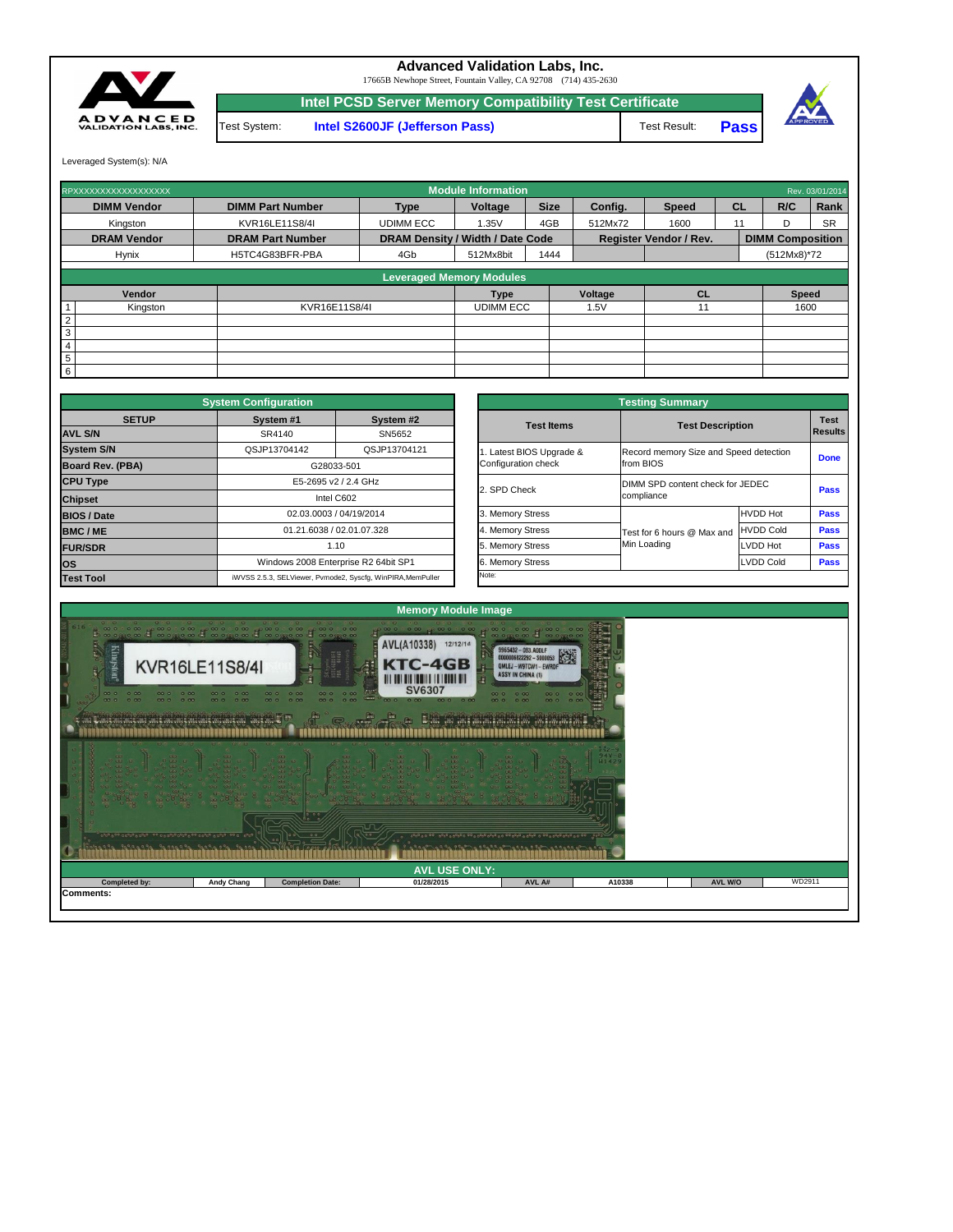# Advanced Validation Labs, Inc.

17665B Newhope Street, Fountain Valley, CA 92708 (714) 435-2630

## Intel PCSD Server Memory Compatibility Test Certificate

| Test System: | Intel S2600JF (Jefferson Pass) | Test Result: | Pass |
|---|---|---|---|

Leveraged System(s): N/A

| RPXXXXXXXXXXXXXXXXXX | | | Module Information | | | | | | Rev. 03/01/2014 |
|---|---|---|---|---|---|---|---|---|---|
| **DIMM Vendor** | **DIMM Part Number** | **Type** | **Voltage** | **Size** | **Config.** | **Speed** | **CL** | **R/C** | **Rank** |
| Kingston | KVR16LE11S8/4I | UDIMM ECC | 1.35V | 4GB | 512Mx72 | 1600 | 11 | D | SR |
| **DRAM Vendor** | **DRAM Part Number** | **DRAM Density / Width / Date Code** | | | **Register Vendor / Rev.** | | | **DIMM Composition** | |
| Hynix | H5TC4G83BFR-PBA | 4Gb | 512Mx8bit | 1444 | | | | (512Mx8)*72 | |

**Leveraged Memory Modules**

| | Vendor | | Type | Voltage | CL | Speed |
|---|---|---|---|---|---|---|
| 1 | Kingston | KVR16E11S8/4I | UDIMM ECC | 1.5V | 11 | 1600 |
| 2 | | | | | | |
| 3 | | | | | | |
| 4 | | | | | | |
| 5 | | | | | | |
| 6 | | | | | | |

**System Configuration**

| SETUP | System #1 | System #2 |
|---|---|---|
| AVL S/N | SR4140 | SN5652 |
| System S/N | QSJP13704142 | QSJP13704121 |
| Board Rev. (PBA) | G28033-501 | |
| CPU Type | E5-2695 v2 / 2.4 GHz | |
| Chipset | Intel C602 | |
| BIOS / Date | 02.03.0003 / 04/19/2014 | |
| BMC / ME | 01.21.6038 / 02.01.07.328 | |
| FUR/SDR | 1.10 | |
| OS | Windows 2008 Enterprise R2 64bit SP1 | |
| Test Tool | iWVSS 2.5.3, SELViewer, Pvmode2, Syscfg, WinPIRA,MemPuller | |

**Testing Summary**

| Test Items | Test Description | | Test Results |
|---|---|---|---|
| 1. Latest BIOS Upgrade & Configuration check | Record memory Size and Speed detection from BIOS | | Done |
| 2. SPD Check | DIMM SPD content check for JEDEC compliance | | Pass |
| 3. Memory Stress | Test for 6 hours @ Max and Min Loading | HVDD Hot | Pass |
| 4. Memory Stress | | HVDD Cold | Pass |
| 5. Memory Stress | | LVDD Hot | Pass |
| 6. Memory Stress | | LVDD Cold | Pass |

Note:

**Memory Module Image**

**AVL USE ONLY:**

| Completed by: | Andy Chang | Completion Date: | 01/28/2015 | AVL A# | A10338 | AVL W/O | WD2911 |
|---|---|---|---|---|---|---|---|

**Comments:**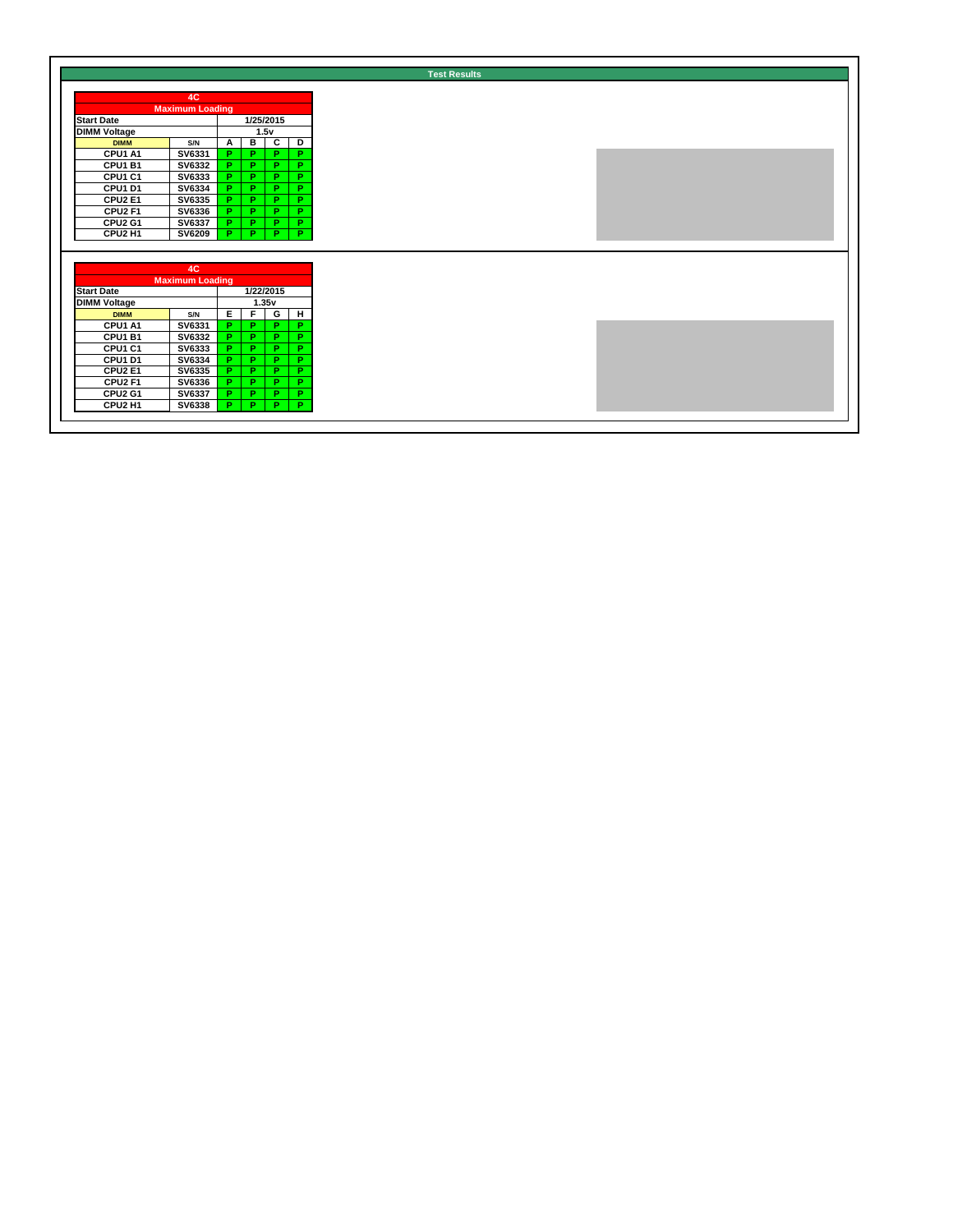## Test Results

| 4C | | | | | |
|---|---|---|---|---|---|
| Maximum Loading | | | | | |
| Start Date | | 1/25/2015 | | | |
| DIMM Voltage | | 1.5v | | | |
| DIMM | S/N | A | B | C | D |
| CPU1 A1 | SV6331 | P | P | P | P |
| CPU1 B1 | SV6332 | P | P | P | P |
| CPU1 C1 | SV6333 | P | P | P | P |
| CPU1 D1 | SV6334 | P | P | P | P |
| CPU2 E1 | SV6335 | P | P | P | P |
| CPU2 F1 | SV6336 | P | P | P | P |
| CPU2 G1 | SV6337 | P | P | P | P |
| CPU2 H1 | SV6209 | P | P | P | P |

| 4C | | | | | |
|---|---|---|---|---|---|
| Maximum Loading | | | | | |
| Start Date | | 1/22/2015 | | | |
| DIMM Voltage | | 1.35v | | | |
| DIMM | S/N | E | F | G | H |
| CPU1 A1 | SV6331 | P | P | P | P |
| CPU1 B1 | SV6332 | P | P | P | P |
| CPU1 C1 | SV6333 | P | P | P | P |
| CPU1 D1 | SV6334 | P | P | P | P |
| CPU2 E1 | SV6335 | P | P | P | P |
| CPU2 F1 | SV6336 | P | P | P | P |
| CPU2 G1 | SV6337 | P | P | P | P |
| CPU2 H1 | SV6338 | P | P | P | P |